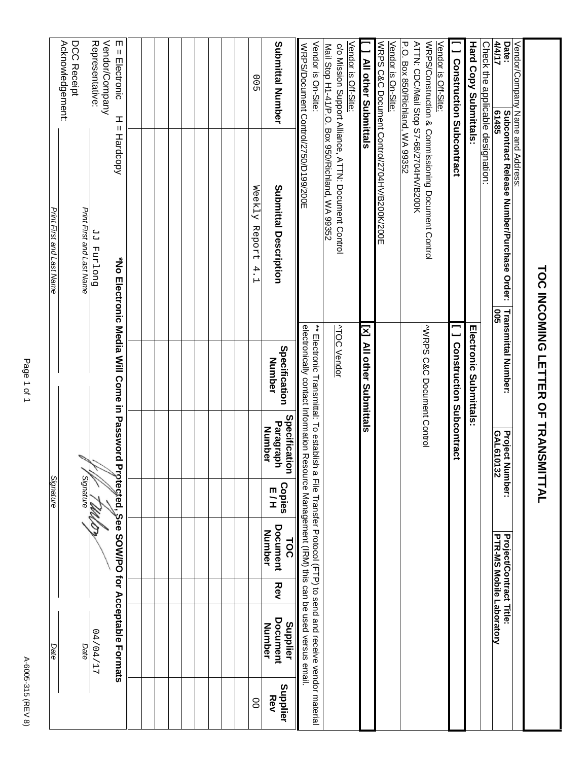# TOC INCOMING LETTER OF TRANSMITTAL

| Vendor/Company Name and Address: | | | |
|---|---|---|---|
| **Date:** 4/4/17 | **Subcontract Release Number/Purchase Order:** 61485 | **Transmittal Number:** 005 | **Project Number:** GAL610132 | **Project/Contract Title:** PTR-MS Mobile Laboratory |

Check the applicable designation:

| **Hard Copy Submittals:** | **Electronic Submittals:** |
|---|---|
| **[ ] Construction Subcontract** | **[ ] Construction Subcontract** |
| Vendor is Off-Site:<br>WRPS/Construction & Commissioning Document Control<br>ATTN: CDC/Mail Stop S7-68/2704HV/B200K<br>P.O. Box 850/Richland, WA 99352 | ^WRPS C&C Document Control |
| Vendor is On-Site:<br>WRPS C&C Document Control/2704HV/B200K/200E | |
| **[ ] All other Submittals** | **[x] All other Submittals** |
| Vendor is Off-Site:<br>c/o Mission Support Alliance, ATTN: Document Control<br>Mail Stop H1-41/P.O. Box 950/Richland, WA 99352 | ^TOC Vendor |
| Vendor is On-Site:<br>WRPS/Document Control/2750/D199/200E | ** Electronic Transmittal: To establish a File Transfer Protocol (FTP) to send and receive vendor material electronically contact Information Resource Management (IRM) this can be used versus email. |

| Submittal Number | Submittal Description | Specification Number | Specification Paragraph Number | Copies E / H | TOC Document Number | Rev | Supplier Document Number | Supplier Rev |
|---|---|---|---|---|---|---|---|---|
| 005 | Weekly Report 4.1 | | | | | | | 00 |
| | | | | | | | | |
| | | | | | | | | |
| | | | | | | | | |
| | | | | | | | | |
| | | | | | | | | |
| | | | | | | | | |
| | | | | | | | | |
| | | | | | | | | |
| | | | | | | | | |

E = Electronic   H = Hardcopy   **\*No Electronic Media Will Come in Password Protected, See SOW/PO for Acceptable Formats**

| Vendor/Company Representative: | JJ Furlong | [signature] | 04/04/17 |
|---|---|---|---|
| | *Print First and Last Name* | *Signature* | *Date* |
| DCC Receipt Acknowledgement: | | | |
| | *Print First and Last Name* | *Signature* | *Date* |

A-6005-315 (REV 8)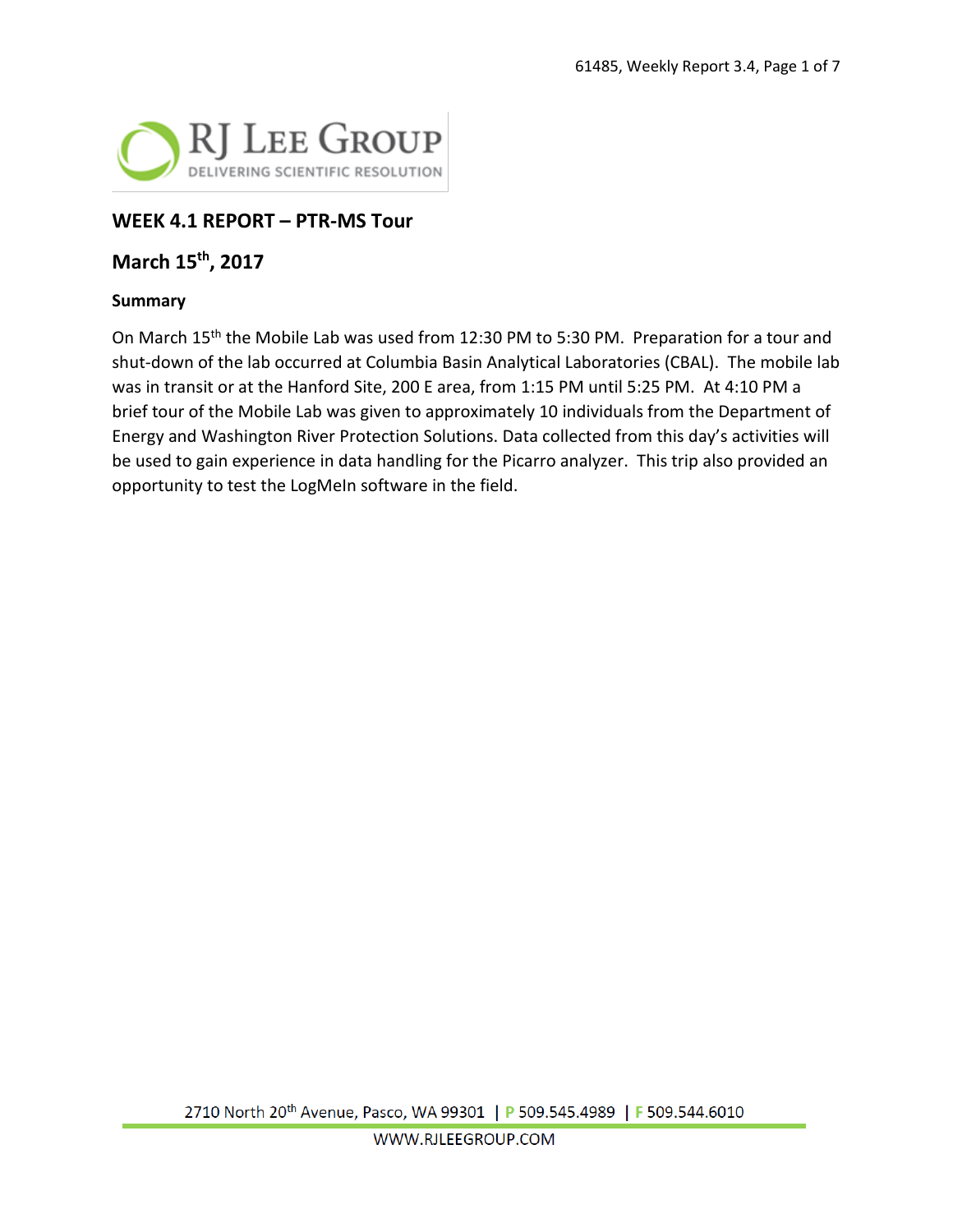## WEEK 4.1 REPORT – PTR-MS Tour

## March 15th, 2017

### Summary

On March 15th the Mobile Lab was used from 12:30 PM to 5:30 PM. Preparation for a tour and shut-down of the lab occurred at Columbia Basin Analytical Laboratories (CBAL). The mobile lab was in transit or at the Hanford Site, 200 E area, from 1:15 PM until 5:25 PM. At 4:10 PM a brief tour of the Mobile Lab was given to approximately 10 individuals from the Department of Energy and Washington River Protection Solutions. Data collected from this day's activities will be used to gain experience in data handling for the Picarro analyzer. This trip also provided an opportunity to test the LogMeIn software in the field.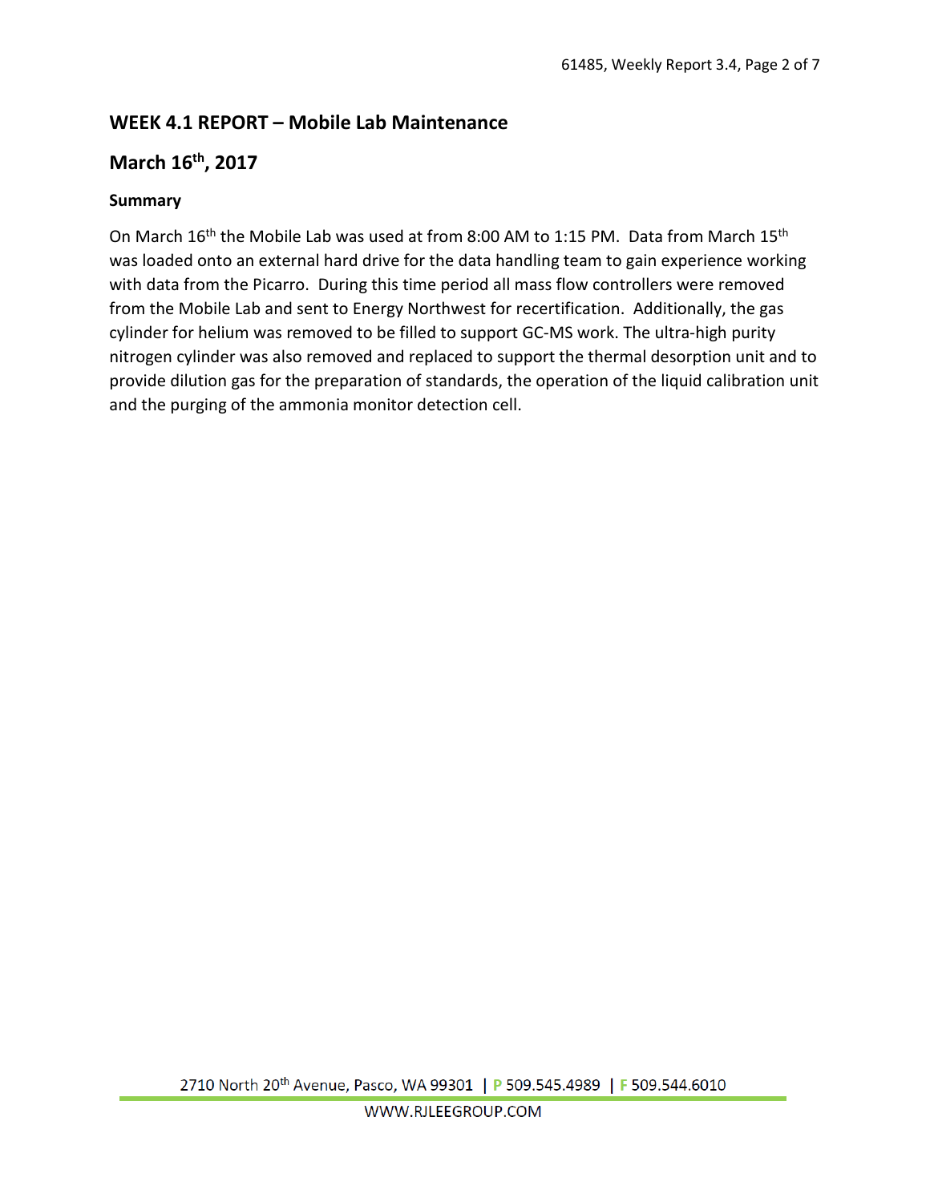## WEEK 4.1 REPORT – Mobile Lab Maintenance

## March 16th, 2017

### Summary

On March 16th the Mobile Lab was used at from 8:00 AM to 1:15 PM. Data from March 15th was loaded onto an external hard drive for the data handling team to gain experience working with data from the Picarro. During this time period all mass flow controllers were removed from the Mobile Lab and sent to Energy Northwest for recertification. Additionally, the gas cylinder for helium was removed to be filled to support GC-MS work. The ultra-high purity nitrogen cylinder was also removed and replaced to support the thermal desorption unit and to provide dilution gas for the preparation of standards, the operation of the liquid calibration unit and the purging of the ammonia monitor detection cell.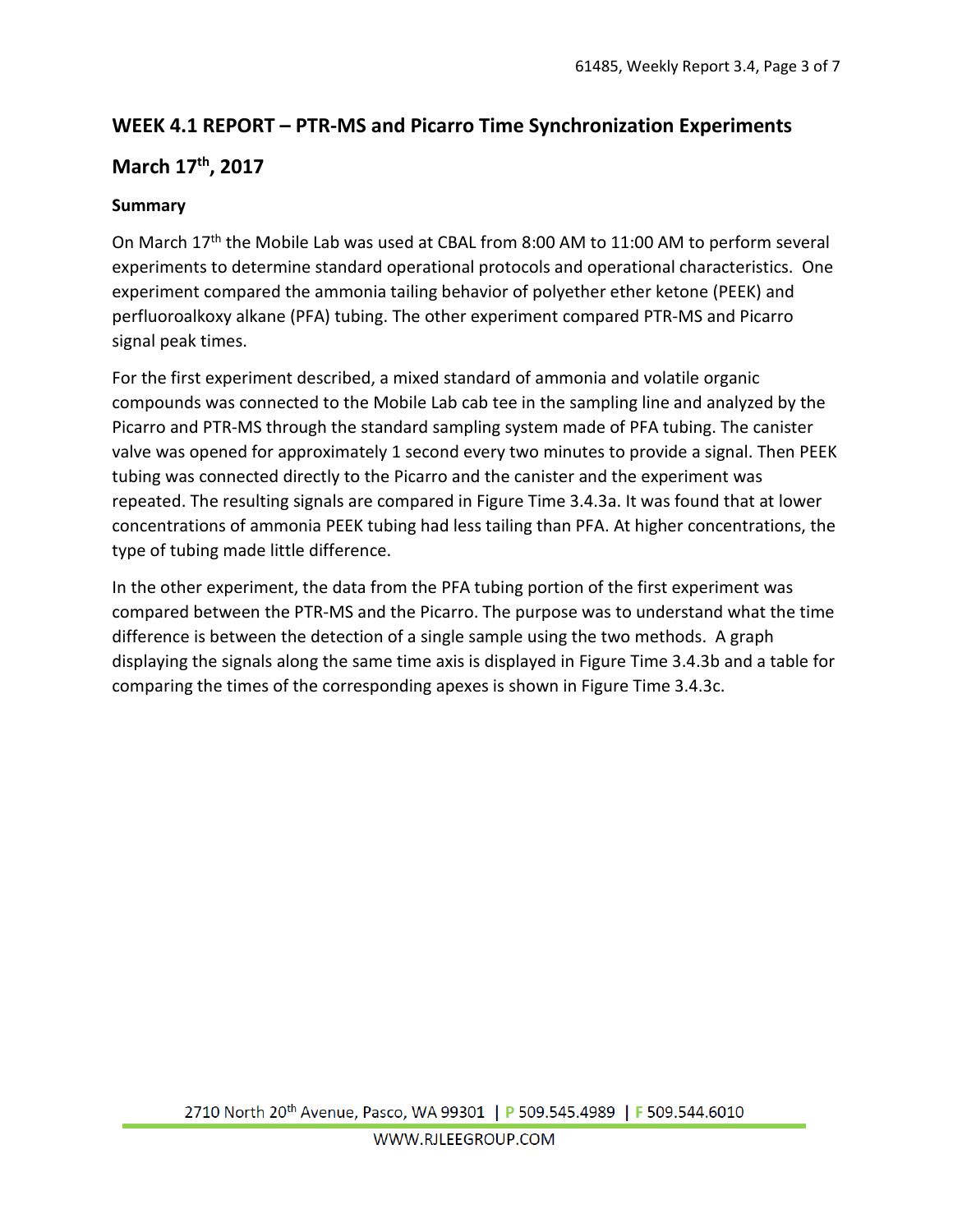## WEEK 4.1 REPORT – PTR-MS and Picarro Time Synchronization Experiments

## March 17th, 2017

### Summary

On March 17th the Mobile Lab was used at CBAL from 8:00 AM to 11:00 AM to perform several experiments to determine standard operational protocols and operational characteristics. One experiment compared the ammonia tailing behavior of polyether ether ketone (PEEK) and perfluoroalkoxy alkane (PFA) tubing. The other experiment compared PTR-MS and Picarro signal peak times.

For the first experiment described, a mixed standard of ammonia and volatile organic compounds was connected to the Mobile Lab cab tee in the sampling line and analyzed by the Picarro and PTR-MS through the standard sampling system made of PFA tubing. The canister valve was opened for approximately 1 second every two minutes to provide a signal. Then PEEK tubing was connected directly to the Picarro and the canister and the experiment was repeated. The resulting signals are compared in Figure Time 3.4.3a. It was found that at lower concentrations of ammonia PEEK tubing had less tailing than PFA. At higher concentrations, the type of tubing made little difference.

In the other experiment, the data from the PFA tubing portion of the first experiment was compared between the PTR-MS and the Picarro. The purpose was to understand what the time difference is between the detection of a single sample using the two methods. A graph displaying the signals along the same time axis is displayed in Figure Time 3.4.3b and a table for comparing the times of the corresponding apexes is shown in Figure Time 3.4.3c.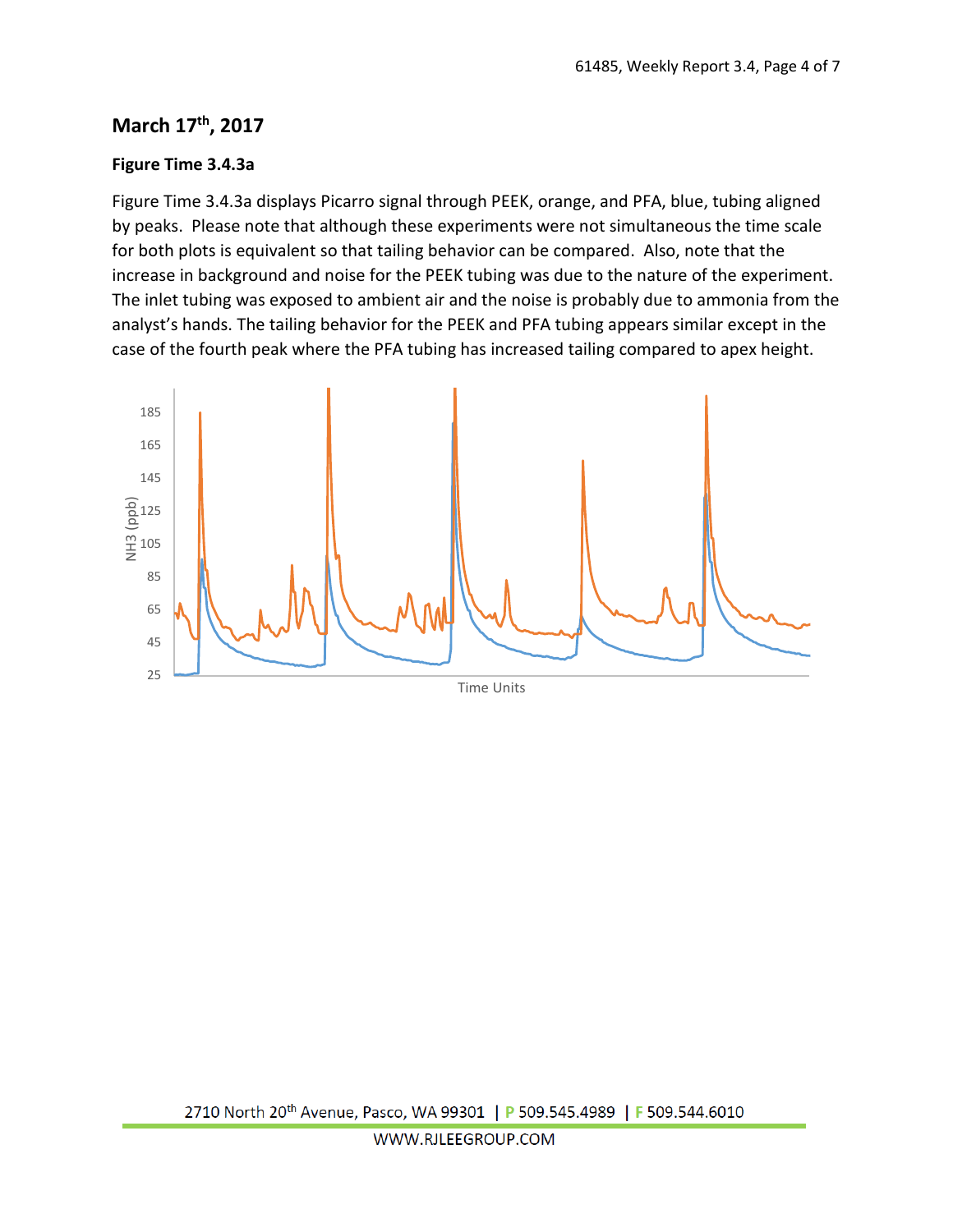## March 17th, 2017

### Figure Time 3.4.3a

Figure Time 3.4.3a displays Picarro signal through PEEK, orange, and PFA, blue, tubing aligned by peaks. Please note that although these experiments were not simultaneous the time scale for both plots is equivalent so that tailing behavior can be compared. Also, note that the increase in background and noise for the PEEK tubing was due to the nature of the experiment. The inlet tubing was exposed to ambient air and the noise is probably due to ammonia from the analyst's hands. The tailing behavior for the PEEK and PFA tubing appears similar except in the case of the fourth peak where the PFA tubing has increased tailing compared to apex height.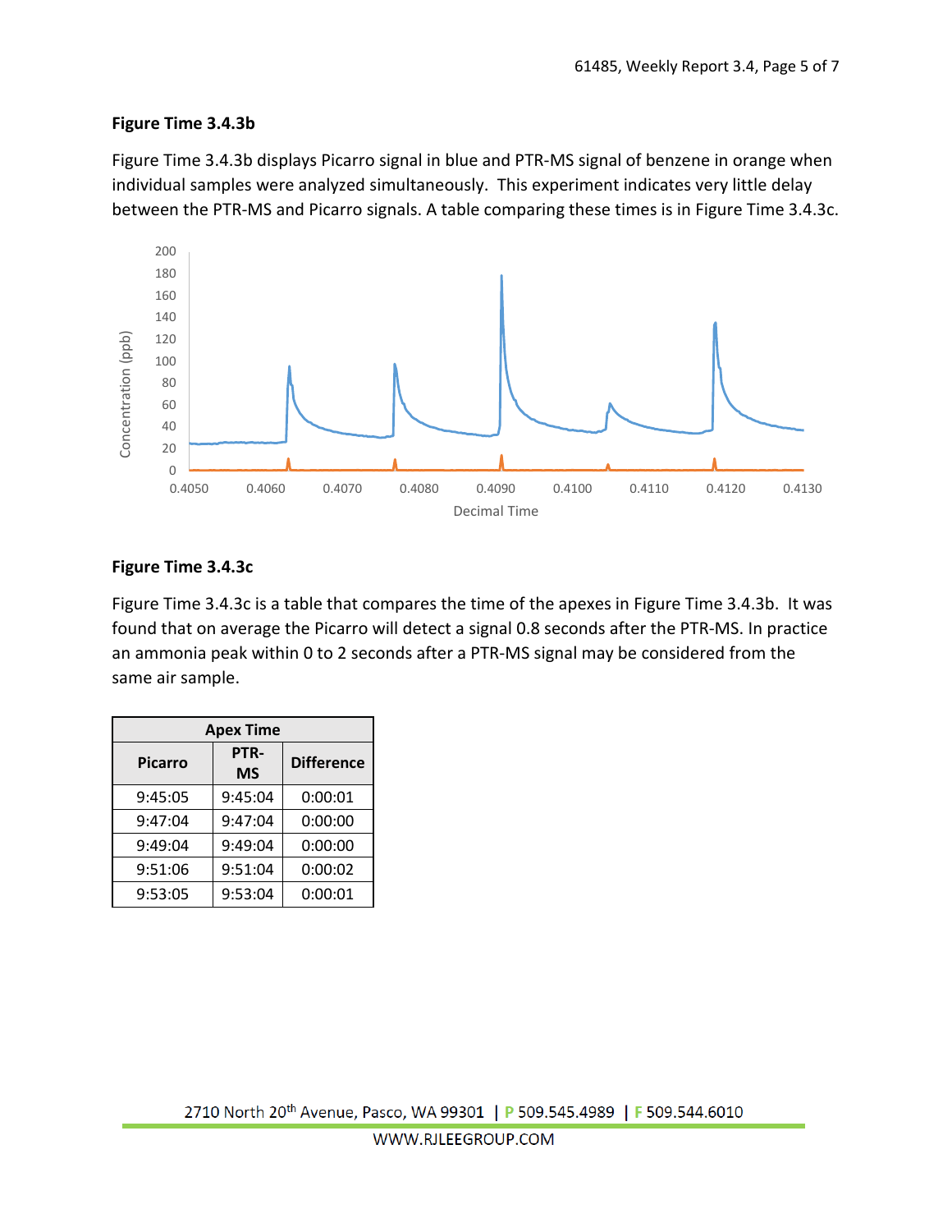### Figure Time 3.4.3b

Figure Time 3.4.3b displays Picarro signal in blue and PTR-MS signal of benzene in orange when individual samples were analyzed simultaneously. This experiment indicates very little delay between the PTR-MS and Picarro signals. A table comparing these times is in Figure Time 3.4.3c.

### Figure Time 3.4.3c

Figure Time 3.4.3c is a table that compares the time of the apexes in Figure Time 3.4.3b. It was found that on average the Picarro will detect a signal 0.8 seconds after the PTR-MS. In practice an ammonia peak within 0 to 2 seconds after a PTR-MS signal may be considered from the same air sample.

| Apex Time | | |
|---|---|---|
| Picarro | PTR-MS | Difference |
| 9:45:05 | 9:45:04 | 0:00:01 |
| 9:47:04 | 9:47:04 | 0:00:00 |
| 9:49:04 | 9:49:04 | 0:00:00 |
| 9:51:06 | 9:51:04 | 0:00:02 |
| 9:53:05 | 9:53:04 | 0:00:01 |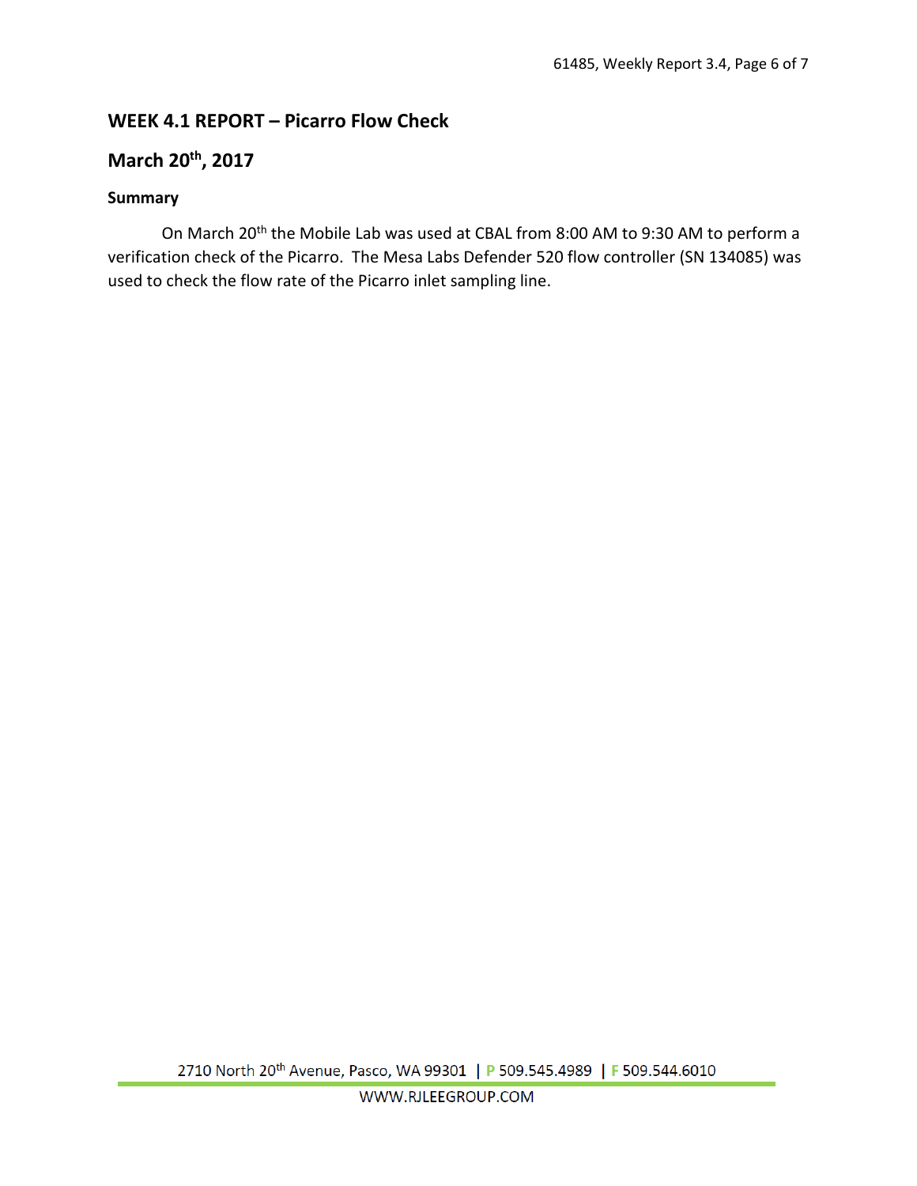## WEEK 4.1 REPORT – Picarro Flow Check

## March 20th, 2017

### Summary

On March 20th the Mobile Lab was used at CBAL from 8:00 AM to 9:30 AM to perform a verification check of the Picarro. The Mesa Labs Defender 520 flow controller (SN 134085) was used to check the flow rate of the Picarro inlet sampling line.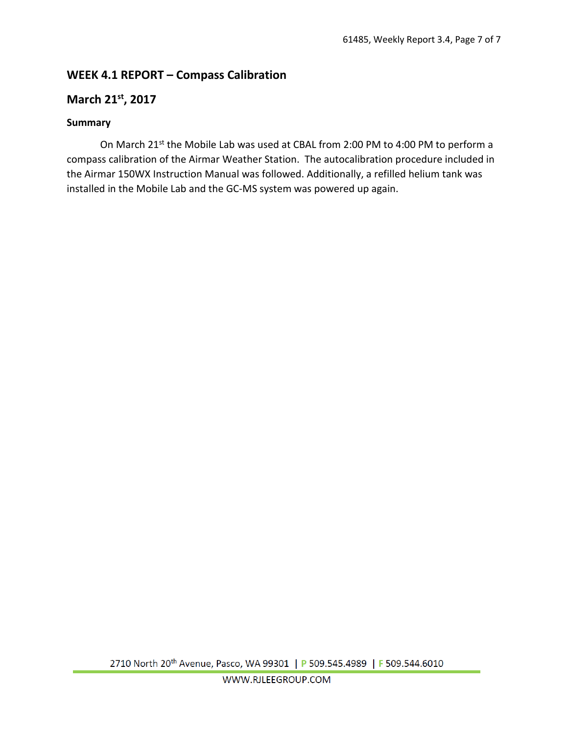## WEEK 4.1 REPORT – Compass Calibration

## March 21st, 2017

### Summary

On March 21st the Mobile Lab was used at CBAL from 2:00 PM to 4:00 PM to perform a compass calibration of the Airmar Weather Station. The autocalibration procedure included in the Airmar 150WX Instruction Manual was followed. Additionally, a refilled helium tank was installed in the Mobile Lab and the GC-MS system was powered up again.